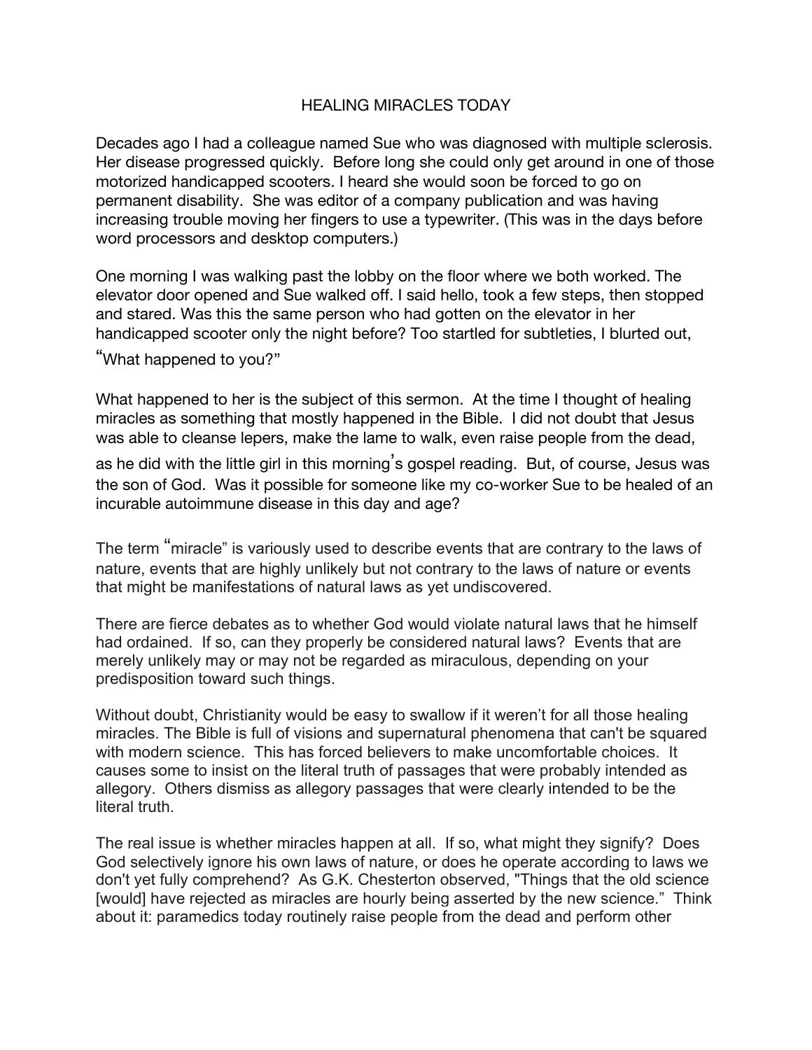# HEALING MIRACLES TODAY

Decades ago I had a colleague named Sue who was diagnosed with multiple sclerosis. Her disease progressed quickly. Before long she could only get around in one of those motorized handicapped scooters. I heard she would soon be forced to go on permanent disability. She was editor of a company publication and was having increasing trouble moving her fingers to use a typewriter. (This was in the days before word processors and desktop computers.)

One morning I was walking past the lobby on the floor where we both worked. The elevator door opened and Sue walked off. I said hello, took a few steps, then stopped and stared. Was this the same person who had gotten on the elevator in her handicapped scooter only the night before? Too startled for subtleties, I blurted out, "What happened to you?"

What happened to her is the subject of this sermon. At the time I thought of healing miracles as something that mostly happened in the Bible. I did not doubt that Jesus was able to cleanse lepers, make the lame to walk, even raise people from the dead, as he did with the little girl in this morning's gospel reading. But, of course, Jesus was the son of God. Was it possible for someone like my co-worker Sue to be healed of an incurable autoimmune disease in this day and age?

The term "miracle" is variously used to describe events that are contrary to the laws of nature, events that are highly unlikely but not contrary to the laws of nature or events that might be manifestations of natural laws as yet undiscovered.

There are fierce debates as to whether God would violate natural laws that he himself had ordained. If so, can they properly be considered natural laws? Events that are merely unlikely may or may not be regarded as miraculous, depending on your predisposition toward such things.

Without doubt, Christianity would be easy to swallow if it weren't for all those healing miracles. The Bible is full of visions and supernatural phenomena that can't be squared with modern science. This has forced believers to make uncomfortable choices. It causes some to insist on the literal truth of passages that were probably intended as allegory. Others dismiss as allegory passages that were clearly intended to be the literal truth.

The real issue is whether miracles happen at all. If so, what might they signify? Does God selectively ignore his own laws of nature, or does he operate according to laws we don't yet fully comprehend? As G.K. Chesterton observed, "Things that the old science [would] have rejected as miracles are hourly being asserted by the new science." Think about it: paramedics today routinely raise people from the dead and perform other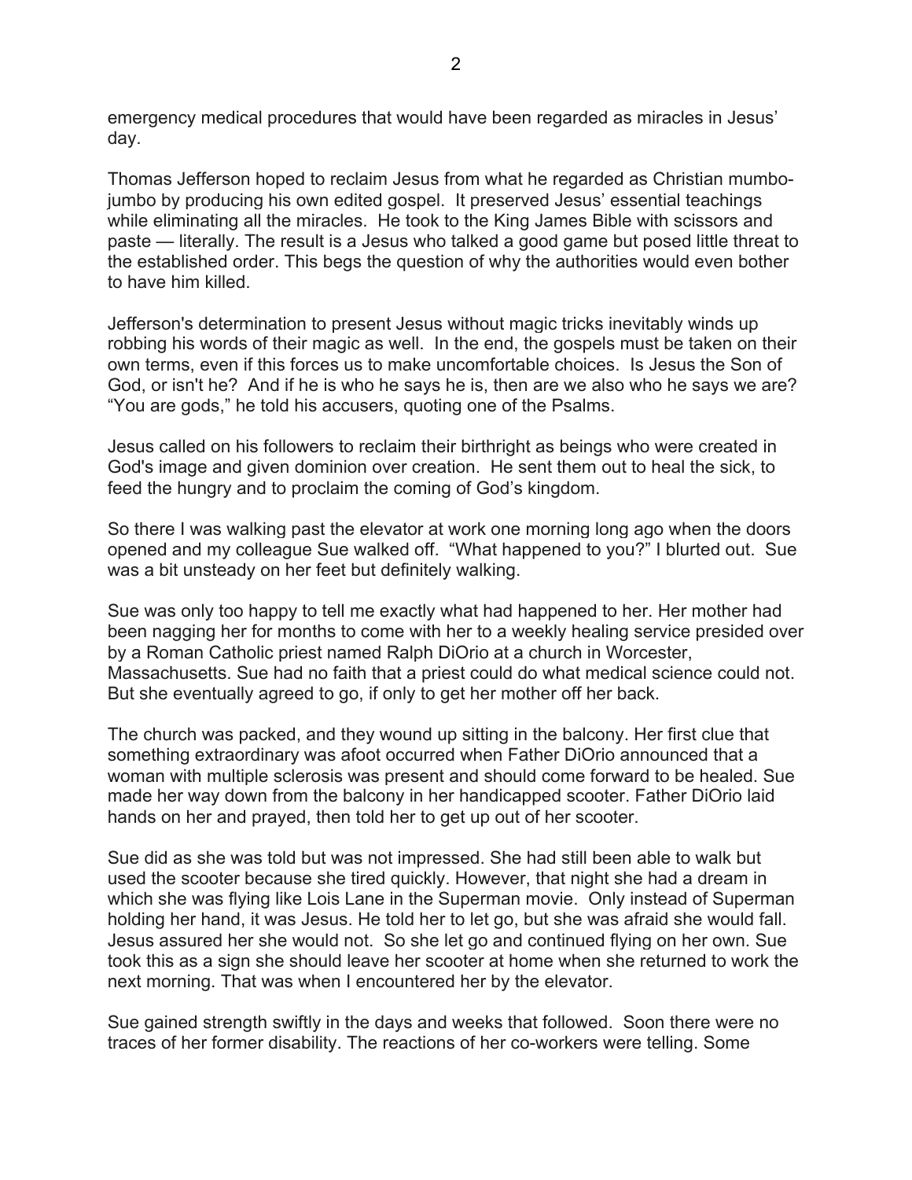emergency medical procedures that would have been regarded as miracles in Jesus' day.

Thomas Jefferson hoped to reclaim Jesus from what he regarded as Christian mumbo-jumbo by producing his own edited gospel. It preserved Jesus' essential teachings while eliminating all the miracles. He took to the King James Bible with scissors and paste — literally. The result is a Jesus who talked a good game but posed little threat to the established order. This begs the question of why the authorities would even bother to have him killed.

Jefferson's determination to present Jesus without magic tricks inevitably winds up robbing his words of their magic as well. In the end, the gospels must be taken on their own terms, even if this forces us to make uncomfortable choices. Is Jesus the Son of God, or isn't he? And if he is who he says he is, then are we also who he says we are? "You are gods," he told his accusers, quoting one of the Psalms.

Jesus called on his followers to reclaim their birthright as beings who were created in God's image and given dominion over creation. He sent them out to heal the sick, to feed the hungry and to proclaim the coming of God's kingdom.

So there I was walking past the elevator at work one morning long ago when the doors opened and my colleague Sue walked off. "What happened to you?" I blurted out. Sue was a bit unsteady on her feet but definitely walking.

Sue was only too happy to tell me exactly what had happened to her. Her mother had been nagging her for months to come with her to a weekly healing service presided over by a Roman Catholic priest named Ralph DiOrio at a church in Worcester, Massachusetts. Sue had no faith that a priest could do what medical science could not. But she eventually agreed to go, if only to get her mother off her back.

The church was packed, and they wound up sitting in the balcony. Her first clue that something extraordinary was afoot occurred when Father DiOrio announced that a woman with multiple sclerosis was present and should come forward to be healed. Sue made her way down from the balcony in her handicapped scooter. Father DiOrio laid hands on her and prayed, then told her to get up out of her scooter.

Sue did as she was told but was not impressed. She had still been able to walk but used the scooter because she tired quickly. However, that night she had a dream in which she was flying like Lois Lane in the Superman movie. Only instead of Superman holding her hand, it was Jesus. He told her to let go, but she was afraid she would fall. Jesus assured her she would not. So she let go and continued flying on her own. Sue took this as a sign she should leave her scooter at home when she returned to work the next morning. That was when I encountered her by the elevator.

Sue gained strength swiftly in the days and weeks that followed. Soon there were no traces of her former disability. The reactions of her co-workers were telling. Some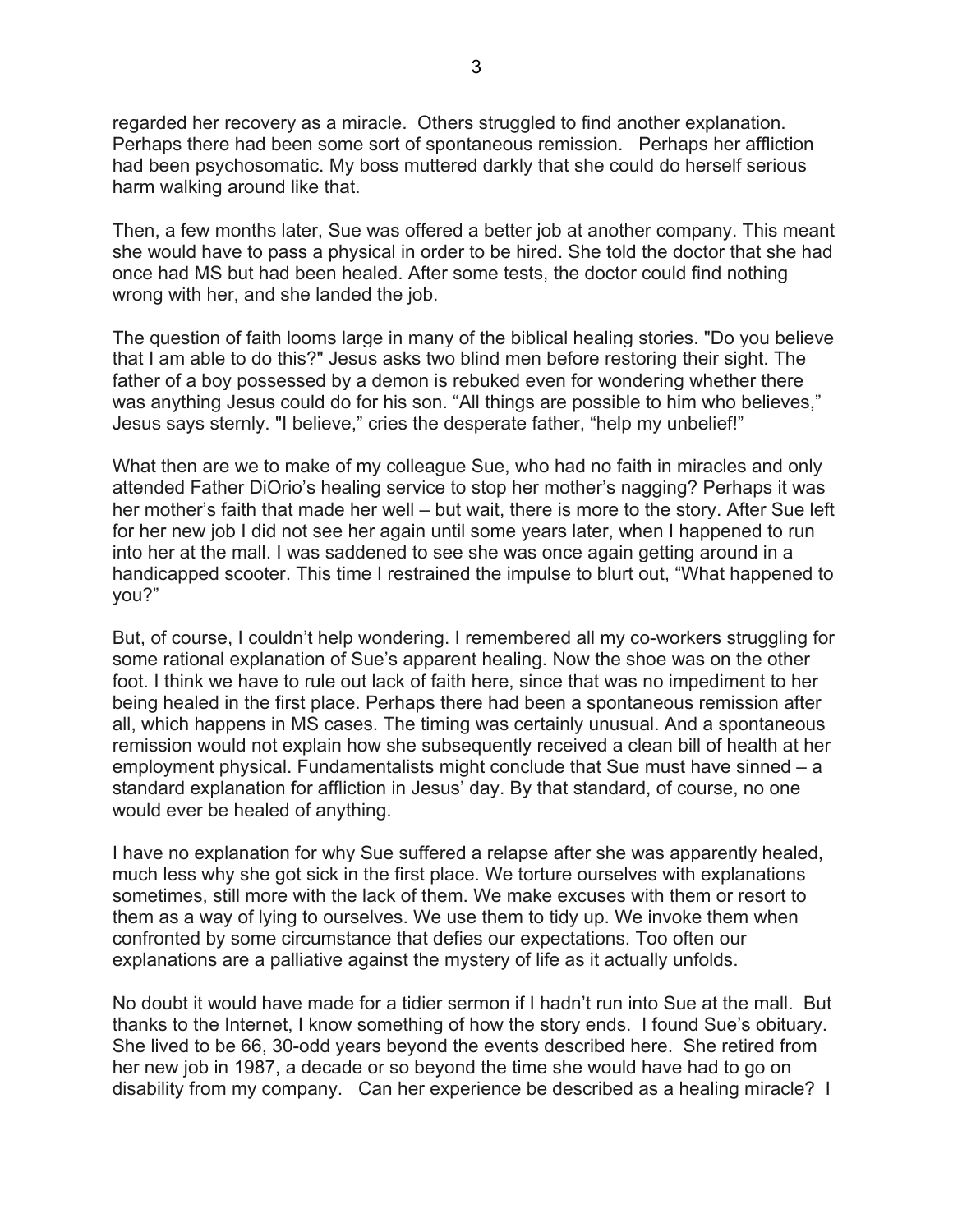regarded her recovery as a miracle. Others struggled to find another explanation. Perhaps there had been some sort of spontaneous remission. Perhaps her affliction had been psychosomatic. My boss muttered darkly that she could do herself serious harm walking around like that.

Then, a few months later, Sue was offered a better job at another company. This meant she would have to pass a physical in order to be hired. She told the doctor that she had once had MS but had been healed. After some tests, the doctor could find nothing wrong with her, and she landed the job.

The question of faith looms large in many of the biblical healing stories. "Do you believe that I am able to do this?" Jesus asks two blind men before restoring their sight. The father of a boy possessed by a demon is rebuked even for wondering whether there was anything Jesus could do for his son. “All things are possible to him who believes,” Jesus says sternly. "I believe," cries the desperate father, “help my unbelief!”

What then are we to make of my colleague Sue, who had no faith in miracles and only attended Father DiOrio’s healing service to stop her mother’s nagging? Perhaps it was her mother’s faith that made her well – but wait, there is more to the story. After Sue left for her new job I did not see her again until some years later, when I happened to run into her at the mall. I was saddened to see she was once again getting around in a handicapped scooter. This time I restrained the impulse to blurt out, “What happened to you?”

But, of course, I couldn’t help wondering. I remembered all my co-workers struggling for some rational explanation of Sue’s apparent healing. Now the shoe was on the other foot. I think we have to rule out lack of faith here, since that was no impediment to her being healed in the first place. Perhaps there had been a spontaneous remission after all, which happens in MS cases. The timing was certainly unusual. And a spontaneous remission would not explain how she subsequently received a clean bill of health at her employment physical. Fundamentalists might conclude that Sue must have sinned – a standard explanation for affliction in Jesus’ day. By that standard, of course, no one would ever be healed of anything.

I have no explanation for why Sue suffered a relapse after she was apparently healed, much less why she got sick in the first place. We torture ourselves with explanations sometimes, still more with the lack of them. We make excuses with them or resort to them as a way of lying to ourselves. We use them to tidy up. We invoke them when confronted by some circumstance that defies our expectations. Too often our explanations are a palliative against the mystery of life as it actually unfolds.

No doubt it would have made for a tidier sermon if I hadn’t run into Sue at the mall. But thanks to the Internet, I know something of how the story ends. I found Sue’s obituary. She lived to be 66, 30-odd years beyond the events described here. She retired from her new job in 1987, a decade or so beyond the time she would have had to go on disability from my company. Can her experience be described as a healing miracle? I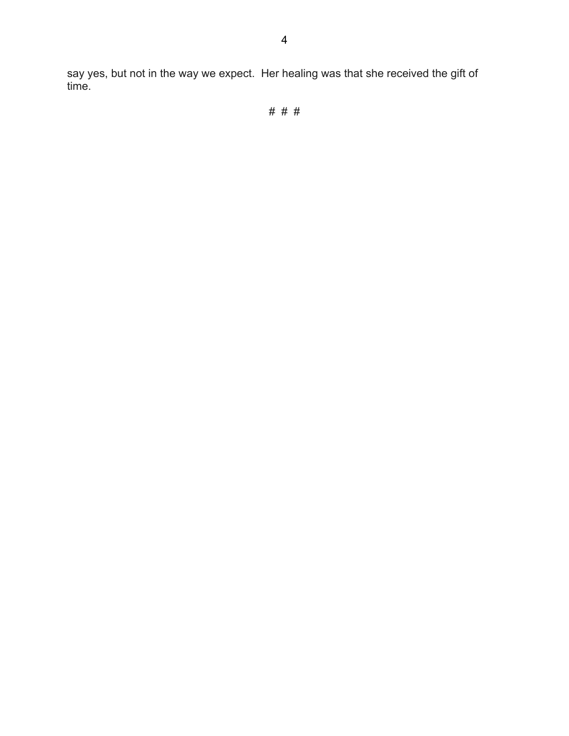say yes, but not in the way we expect.  Her healing was that she received the gift of time.

# # #